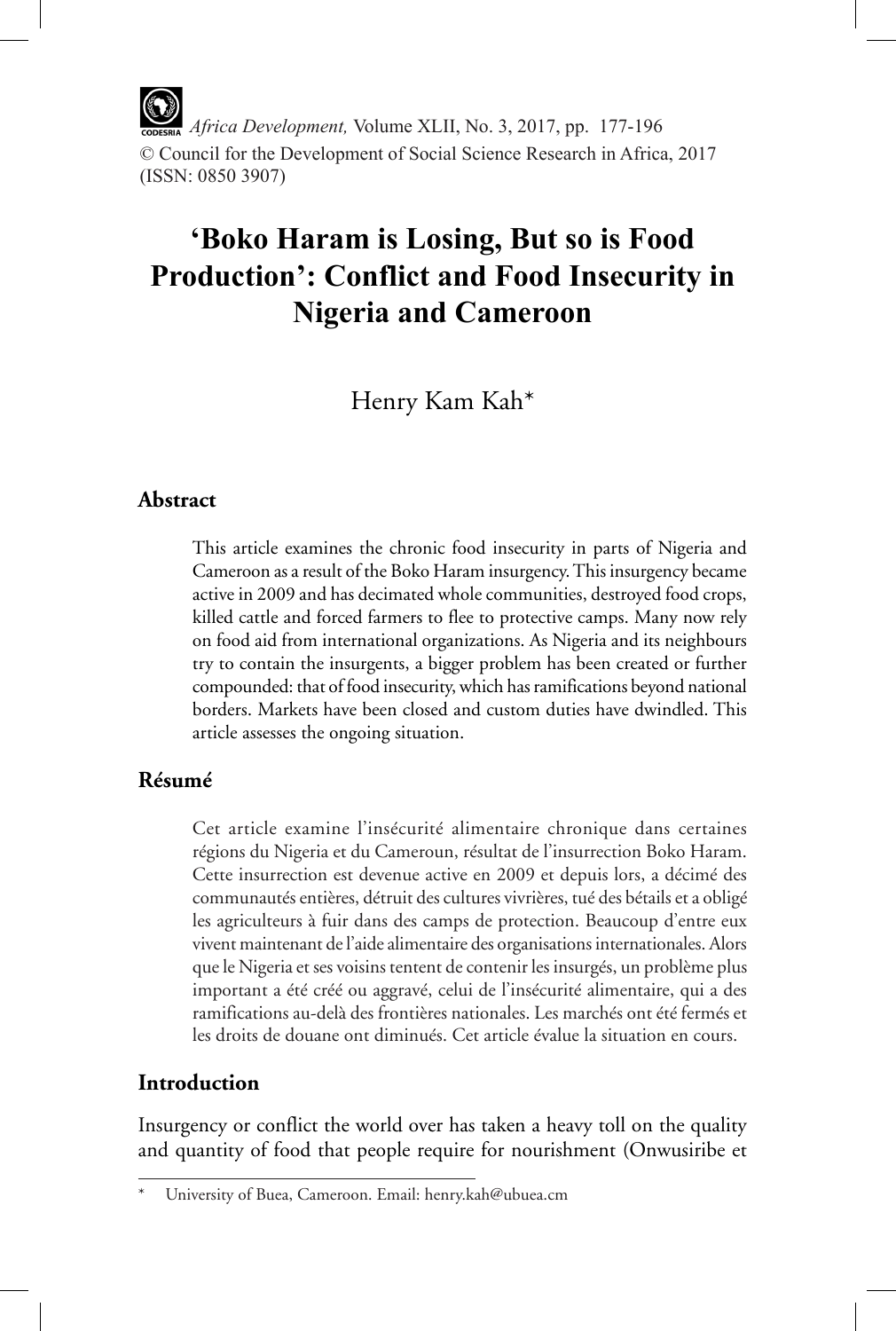*Africa Development,* Volume XLII, No. 3, 2017, pp. 177-196
© Council for the Development of Social Science Research in Africa, 2017
(ISSN: 0850 3907)

# 'Boko Haram is Losing, But so is Food Production': Conflict and Food Insecurity in Nigeria and Cameroon

Henry Kam Kah*

## Abstract

This article examines the chronic food insecurity in parts of Nigeria and Cameroon as a result of the Boko Haram insurgency. This insurgency became active in 2009 and has decimated whole communities, destroyed food crops, killed cattle and forced farmers to flee to protective camps. Many now rely on food aid from international organizations. As Nigeria and its neighbours try to contain the insurgents, a bigger problem has been created or further compounded: that of food insecurity, which has ramifications beyond national borders. Markets have been closed and custom duties have dwindled. This article assesses the ongoing situation.

## Résumé

Cet article examine l'insécurité alimentaire chronique dans certaines régions du Nigeria et du Cameroun, résultat de l'insurrection Boko Haram. Cette insurrection est devenue active en 2009 et depuis lors, a décimé des communautés entières, détruit des cultures vivrières, tué des bétails et a obligé les agriculteurs à fuir dans des camps de protection. Beaucoup d'entre eux vivent maintenant de l'aide alimentaire des organisations internationales. Alors que le Nigeria et ses voisins tentent de contenir les insurgés, un problème plus important a été créé ou aggravé, celui de l'insécurité alimentaire, qui a des ramifications au-delà des frontières nationales. Les marchés ont été fermés et les droits de douane ont diminués. Cet article évalue la situation en cours.

## Introduction

Insurgency or conflict the world over has taken a heavy toll on the quality and quantity of food that people require for nourishment (Onwusiribe et

\* University of Buea, Cameroon. Email: henry.kah@ubuea.cm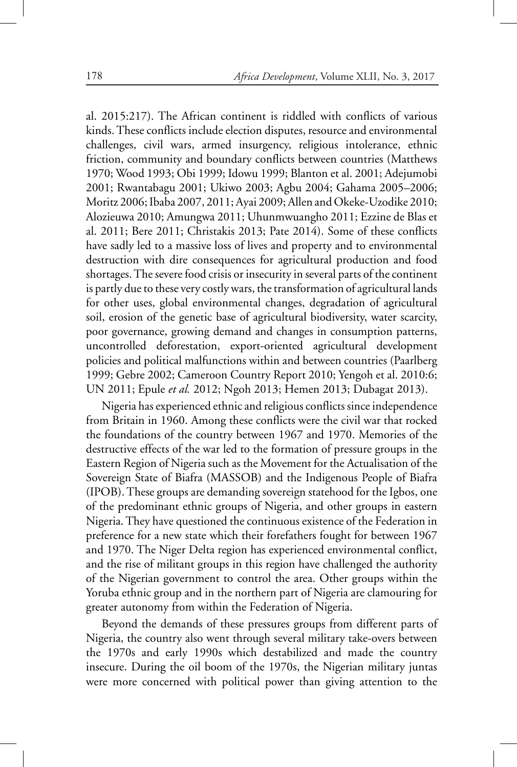al. 2015:217). The African continent is riddled with conflicts of various kinds. These conflicts include election disputes, resource and environmental challenges, civil wars, armed insurgency, religious intolerance, ethnic friction, community and boundary conflicts between countries (Matthews 1970; Wood 1993; Obi 1999; Idowu 1999; Blanton et al. 2001; Adejumobi 2001; Rwantabagu 2001; Ukiwo 2003; Agbu 2004; Gahama 2005–2006; Moritz 2006; Ibaba 2007, 2011; Ayai 2009; Allen and Okeke-Uzodike 2010; Alozieuwa 2010; Amungwa 2011; Uhunmwuangho 2011; Ezzine de Blas et al. 2011; Bere 2011; Christakis 2013; Pate 2014). Some of these conflicts have sadly led to a massive loss of lives and property and to environmental destruction with dire consequences for agricultural production and food shortages. The severe food crisis or insecurity in several parts of the continent is partly due to these very costly wars, the transformation of agricultural lands for other uses, global environmental changes, degradation of agricultural soil, erosion of the genetic base of agricultural biodiversity, water scarcity, poor governance, growing demand and changes in consumption patterns, uncontrolled deforestation, export-oriented agricultural development policies and political malfunctions within and between countries (Paarlberg 1999; Gebre 2002; Cameroon Country Report 2010; Yengoh et al. 2010:6; UN 2011; Epule *et al.* 2012; Ngoh 2013; Hemen 2013; Dubagat 2013).

Nigeria has experienced ethnic and religious conflicts since independence from Britain in 1960. Among these conflicts were the civil war that rocked the foundations of the country between 1967 and 1970. Memories of the destructive effects of the war led to the formation of pressure groups in the Eastern Region of Nigeria such as the Movement for the Actualisation of the Sovereign State of Biafra (MASSOB) and the Indigenous People of Biafra (IPOB). These groups are demanding sovereign statehood for the Igbos, one of the predominant ethnic groups of Nigeria, and other groups in eastern Nigeria. They have questioned the continuous existence of the Federation in preference for a new state which their forefathers fought for between 1967 and 1970. The Niger Delta region has experienced environmental conflict, and the rise of militant groups in this region have challenged the authority of the Nigerian government to control the area. Other groups within the Yoruba ethnic group and in the northern part of Nigeria are clamouring for greater autonomy from within the Federation of Nigeria.

Beyond the demands of these pressures groups from different parts of Nigeria, the country also went through several military take-overs between the 1970s and early 1990s which destabilized and made the country insecure. During the oil boom of the 1970s, the Nigerian military juntas were more concerned with political power than giving attention to the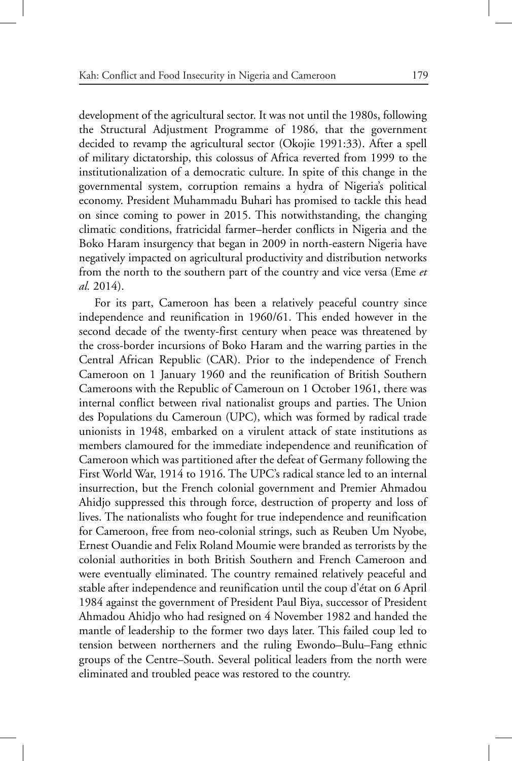development of the agricultural sector. It was not until the 1980s, following the Structural Adjustment Programme of 1986, that the government decided to revamp the agricultural sector (Okojie 1991:33). After a spell of military dictatorship, this colossus of Africa reverted from 1999 to the institutionalization of a democratic culture. In spite of this change in the governmental system, corruption remains a hydra of Nigeria's political economy. President Muhammadu Buhari has promised to tackle this head on since coming to power in 2015. This notwithstanding, the changing climatic conditions, fratricidal farmer–herder conflicts in Nigeria and the Boko Haram insurgency that began in 2009 in north-eastern Nigeria have negatively impacted on agricultural productivity and distribution networks from the north to the southern part of the country and vice versa (Eme *et al.* 2014).

For its part, Cameroon has been a relatively peaceful country since independence and reunification in 1960/61. This ended however in the second decade of the twenty-first century when peace was threatened by the cross-border incursions of Boko Haram and the warring parties in the Central African Republic (CAR). Prior to the independence of French Cameroon on 1 January 1960 and the reunification of British Southern Cameroons with the Republic of Cameroun on 1 October 1961, there was internal conflict between rival nationalist groups and parties. The Union des Populations du Cameroun (UPC), which was formed by radical trade unionists in 1948, embarked on a virulent attack of state institutions as members clamoured for the immediate independence and reunification of Cameroon which was partitioned after the defeat of Germany following the First World War, 1914 to 1916. The UPC's radical stance led to an internal insurrection, but the French colonial government and Premier Ahmadou Ahidjo suppressed this through force, destruction of property and loss of lives. The nationalists who fought for true independence and reunification for Cameroon, free from neo-colonial strings, such as Reuben Um Nyobe, Ernest Ouandie and Felix Roland Moumie were branded as terrorists by the colonial authorities in both British Southern and French Cameroon and were eventually eliminated. The country remained relatively peaceful and stable after independence and reunification until the coup d'état on 6 April 1984 against the government of President Paul Biya, successor of President Ahmadou Ahidjo who had resigned on 4 November 1982 and handed the mantle of leadership to the former two days later. This failed coup led to tension between northerners and the ruling Ewondo–Bulu–Fang ethnic groups of the Centre–South. Several political leaders from the north were eliminated and troubled peace was restored to the country.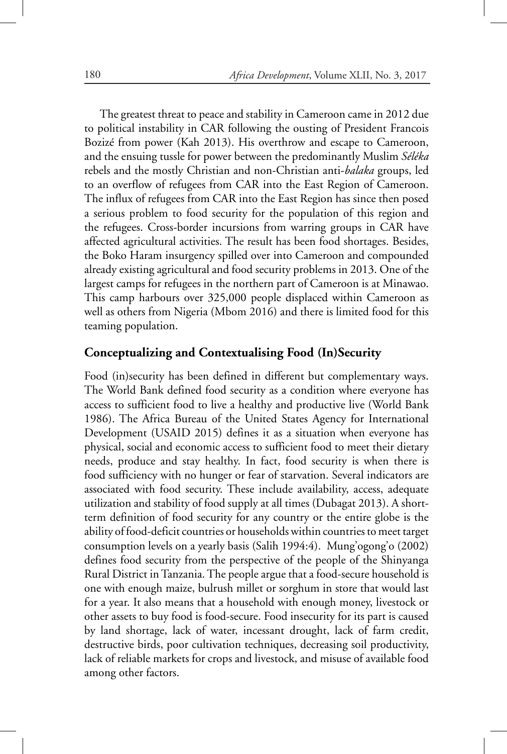The greatest threat to peace and stability in Cameroon came in 2012 due to political instability in CAR following the ousting of President Francois Bozizé from power (Kah 2013). His overthrow and escape to Cameroon, and the ensuing tussle for power between the predominantly Muslim *Séléka* rebels and the mostly Christian and non-Christian anti-*balaka* groups, led to an overflow of refugees from CAR into the East Region of Cameroon. The influx of refugees from CAR into the East Region has since then posed a serious problem to food security for the population of this region and the refugees. Cross-border incursions from warring groups in CAR have affected agricultural activities. The result has been food shortages. Besides, the Boko Haram insurgency spilled over into Cameroon and compounded already existing agricultural and food security problems in 2013. One of the largest camps for refugees in the northern part of Cameroon is at Minawao. This camp harbours over 325,000 people displaced within Cameroon as well as others from Nigeria (Mbom 2016) and there is limited food for this teaming population.

## Conceptualizing and Contextualising Food (In)Security

Food (in)security has been defined in different but complementary ways. The World Bank defined food security as a condition where everyone has access to sufficient food to live a healthy and productive live (World Bank 1986). The Africa Bureau of the United States Agency for International Development (USAID 2015) defines it as a situation when everyone has physical, social and economic access to sufficient food to meet their dietary needs, produce and stay healthy. In fact, food security is when there is food sufficiency with no hunger or fear of starvation. Several indicators are associated with food security. These include availability, access, adequate utilization and stability of food supply at all times (Dubagat 2013). A short-term definition of food security for any country or the entire globe is the ability of food-deficit countries or households within countries to meet target consumption levels on a yearly basis (Salih 1994:4). Mung'ogong'o (2002) defines food security from the perspective of the people of the Shinyanga Rural District in Tanzania. The people argue that a food-secure household is one with enough maize, bulrush millet or sorghum in store that would last for a year. It also means that a household with enough money, livestock or other assets to buy food is food-secure. Food insecurity for its part is caused by land shortage, lack of water, incessant drought, lack of farm credit, destructive birds, poor cultivation techniques, decreasing soil productivity, lack of reliable markets for crops and livestock, and misuse of available food among other factors.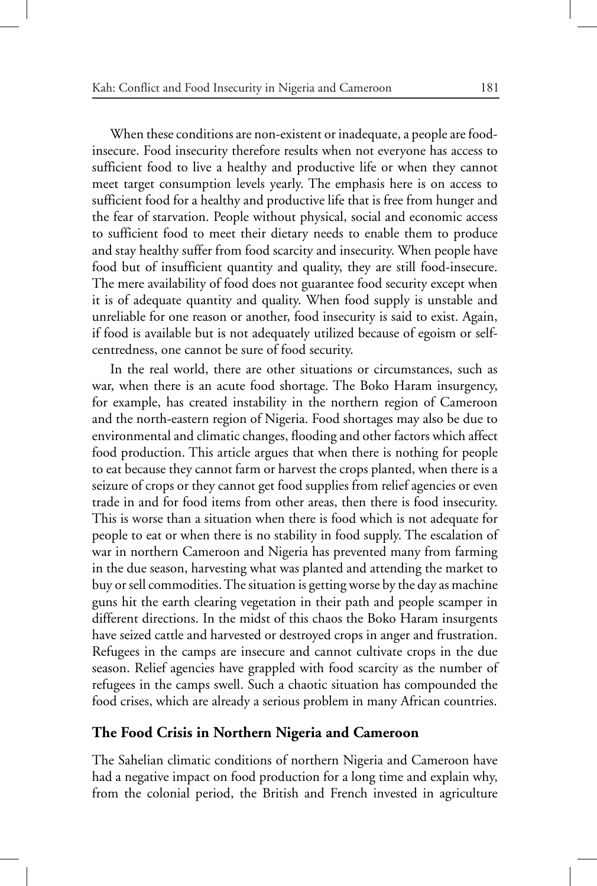When these conditions are non-existent or inadequate, a people are food-insecure. Food insecurity therefore results when not everyone has access to sufficient food to live a healthy and productive life or when they cannot meet target consumption levels yearly. The emphasis here is on access to sufficient food for a healthy and productive life that is free from hunger and the fear of starvation. People without physical, social and economic access to sufficient food to meet their dietary needs to enable them to produce and stay healthy suffer from food scarcity and insecurity. When people have food but of insufficient quantity and quality, they are still food-insecure. The mere availability of food does not guarantee food security except when it is of adequate quantity and quality. When food supply is unstable and unreliable for one reason or another, food insecurity is said to exist. Again, if food is available but is not adequately utilized because of egoism or self-centredness, one cannot be sure of food security.

In the real world, there are other situations or circumstances, such as war, when there is an acute food shortage. The Boko Haram insurgency, for example, has created instability in the northern region of Cameroon and the north-eastern region of Nigeria. Food shortages may also be due to environmental and climatic changes, flooding and other factors which affect food production. This article argues that when there is nothing for people to eat because they cannot farm or harvest the crops planted, when there is a seizure of crops or they cannot get food supplies from relief agencies or even trade in and for food items from other areas, then there is food insecurity. This is worse than a situation when there is food which is not adequate for people to eat or when there is no stability in food supply. The escalation of war in northern Cameroon and Nigeria has prevented many from farming in the due season, harvesting what was planted and attending the market to buy or sell commodities. The situation is getting worse by the day as machine guns hit the earth clearing vegetation in their path and people scamper in different directions. In the midst of this chaos the Boko Haram insurgents have seized cattle and harvested or destroyed crops in anger and frustration. Refugees in the camps are insecure and cannot cultivate crops in the due season. Relief agencies have grappled with food scarcity as the number of refugees in the camps swell. Such a chaotic situation has compounded the food crises, which are already a serious problem in many African countries.

## The Food Crisis in Northern Nigeria and Cameroon

The Sahelian climatic conditions of northern Nigeria and Cameroon have had a negative impact on food production for a long time and explain why, from the colonial period, the British and French invested in agriculture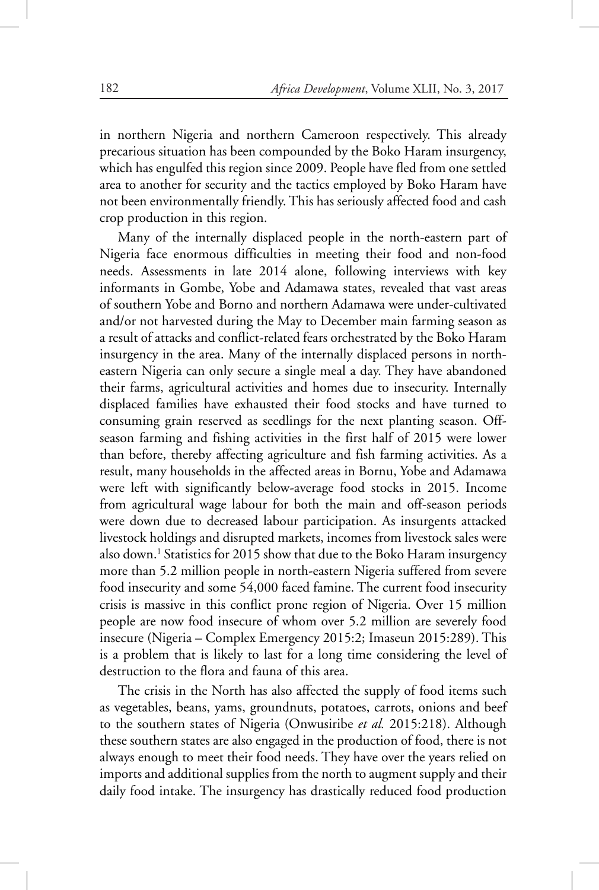in northern Nigeria and northern Cameroon respectively. This already precarious situation has been compounded by the Boko Haram insurgency, which has engulfed this region since 2009. People have fled from one settled area to another for security and the tactics employed by Boko Haram have not been environmentally friendly. This has seriously affected food and cash crop production in this region.

Many of the internally displaced people in the north-eastern part of Nigeria face enormous difficulties in meeting their food and non-food needs. Assessments in late 2014 alone, following interviews with key informants in Gombe, Yobe and Adamawa states, revealed that vast areas of southern Yobe and Borno and northern Adamawa were under-cultivated and/or not harvested during the May to December main farming season as a result of attacks and conflict-related fears orchestrated by the Boko Haram insurgency in the area. Many of the internally displaced persons in north-eastern Nigeria can only secure a single meal a day. They have abandoned their farms, agricultural activities and homes due to insecurity. Internally displaced families have exhausted their food stocks and have turned to consuming grain reserved as seedlings for the next planting season. Off-season farming and fishing activities in the first half of 2015 were lower than before, thereby affecting agriculture and fish farming activities. As a result, many households in the affected areas in Bornu, Yobe and Adamawa were left with significantly below-average food stocks in 2015. Income from agricultural wage labour for both the main and off-season periods were down due to decreased labour participation. As insurgents attacked livestock holdings and disrupted markets, incomes from livestock sales were also down.[1] Statistics for 2015 show that due to the Boko Haram insurgency more than 5.2 million people in north-eastern Nigeria suffered from severe food insecurity and some 54,000 faced famine. The current food insecurity crisis is massive in this conflict prone region of Nigeria. Over 15 million people are now food insecure of whom over 5.2 million are severely food insecure (Nigeria – Complex Emergency 2015:2; Imaseun 2015:289). This is a problem that is likely to last for a long time considering the level of destruction to the flora and fauna of this area.

The crisis in the North has also affected the supply of food items such as vegetables, beans, yams, groundnuts, potatoes, carrots, onions and beef to the southern states of Nigeria (Onwusiribe *et al.* 2015:218). Although these southern states are also engaged in the production of food, there is not always enough to meet their food needs. They have over the years relied on imports and additional supplies from the north to augment supply and their daily food intake. The insurgency has drastically reduced food production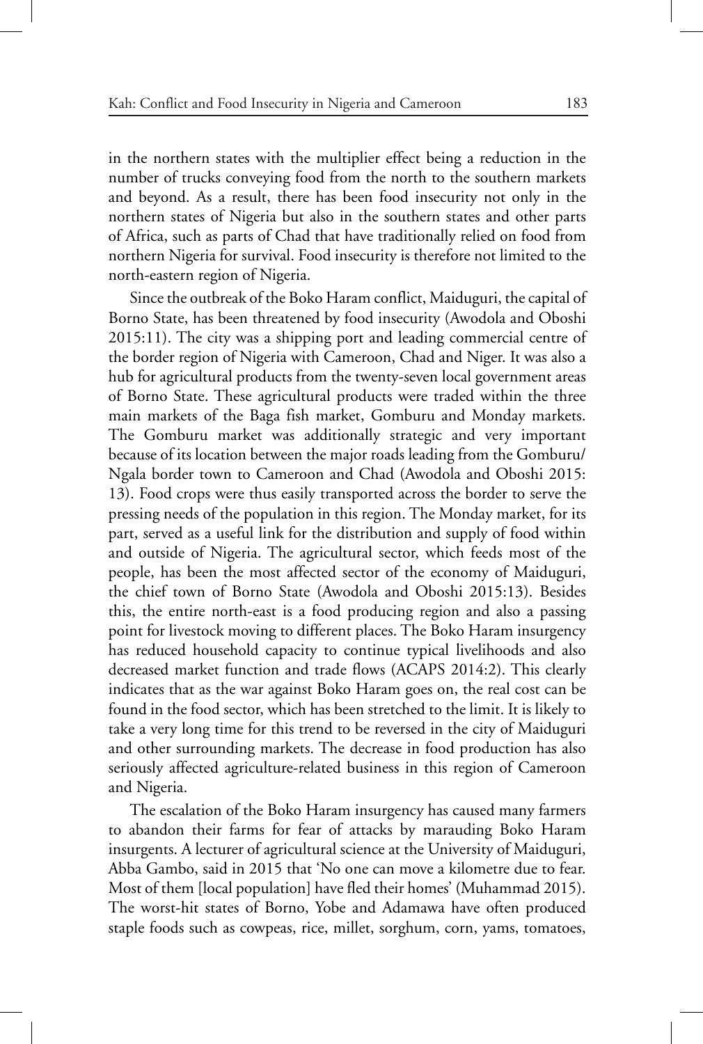in the northern states with the multiplier effect being a reduction in the number of trucks conveying food from the north to the southern markets and beyond. As a result, there has been food insecurity not only in the northern states of Nigeria but also in the southern states and other parts of Africa, such as parts of Chad that have traditionally relied on food from northern Nigeria for survival. Food insecurity is therefore not limited to the north-eastern region of Nigeria.

Since the outbreak of the Boko Haram conflict, Maiduguri, the capital of Borno State, has been threatened by food insecurity (Awodola and Oboshi 2015:11). The city was a shipping port and leading commercial centre of the border region of Nigeria with Cameroon, Chad and Niger. It was also a hub for agricultural products from the twenty-seven local government areas of Borno State. These agricultural products were traded within the three main markets of the Baga fish market, Gomburu and Monday markets. The Gomburu market was additionally strategic and very important because of its location between the major roads leading from the Gomburu/Ngala border town to Cameroon and Chad (Awodola and Oboshi 2015: 13). Food crops were thus easily transported across the border to serve the pressing needs of the population in this region. The Monday market, for its part, served as a useful link for the distribution and supply of food within and outside of Nigeria. The agricultural sector, which feeds most of the people, has been the most affected sector of the economy of Maiduguri, the chief town of Borno State (Awodola and Oboshi 2015:13). Besides this, the entire north-east is a food producing region and also a passing point for livestock moving to different places. The Boko Haram insurgency has reduced household capacity to continue typical livelihoods and also decreased market function and trade flows (ACAPS 2014:2). This clearly indicates that as the war against Boko Haram goes on, the real cost can be found in the food sector, which has been stretched to the limit. It is likely to take a very long time for this trend to be reversed in the city of Maiduguri and other surrounding markets. The decrease in food production has also seriously affected agriculture-related business in this region of Cameroon and Nigeria.

The escalation of the Boko Haram insurgency has caused many farmers to abandon their farms for fear of attacks by marauding Boko Haram insurgents. A lecturer of agricultural science at the University of Maiduguri, Abba Gambo, said in 2015 that 'No one can move a kilometre due to fear. Most of them [local population] have fled their homes' (Muhammad 2015). The worst-hit states of Borno, Yobe and Adamawa have often produced staple foods such as cowpeas, rice, millet, sorghum, corn, yams, tomatoes,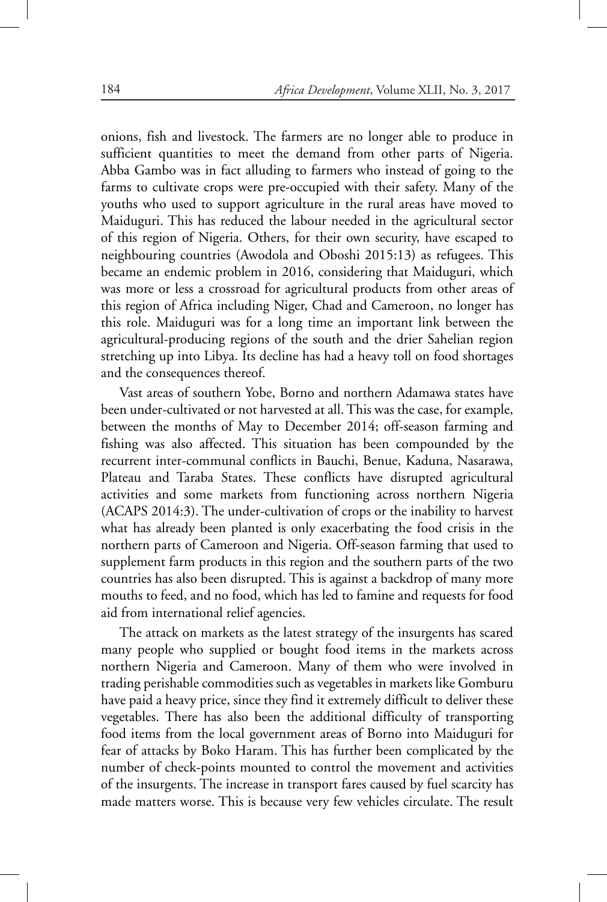onions, fish and livestock. The farmers are no longer able to produce in sufficient quantities to meet the demand from other parts of Nigeria. Abba Gambo was in fact alluding to farmers who instead of going to the farms to cultivate crops were pre-occupied with their safety. Many of the youths who used to support agriculture in the rural areas have moved to Maiduguri. This has reduced the labour needed in the agricultural sector of this region of Nigeria. Others, for their own security, have escaped to neighbouring countries (Awodola and Oboshi 2015:13) as refugees. This became an endemic problem in 2016, considering that Maiduguri, which was more or less a crossroad for agricultural products from other areas of this region of Africa including Niger, Chad and Cameroon, no longer has this role. Maiduguri was for a long time an important link between the agricultural-producing regions of the south and the drier Sahelian region stretching up into Libya. Its decline has had a heavy toll on food shortages and the consequences thereof.

Vast areas of southern Yobe, Borno and northern Adamawa states have been under-cultivated or not harvested at all. This was the case, for example, between the months of May to December 2014; off-season farming and fishing was also affected. This situation has been compounded by the recurrent inter-communal conflicts in Bauchi, Benue, Kaduna, Nasarawa, Plateau and Taraba States. These conflicts have disrupted agricultural activities and some markets from functioning across northern Nigeria (ACAPS 2014:3). The under-cultivation of crops or the inability to harvest what has already been planted is only exacerbating the food crisis in the northern parts of Cameroon and Nigeria. Off-season farming that used to supplement farm products in this region and the southern parts of the two countries has also been disrupted. This is against a backdrop of many more mouths to feed, and no food, which has led to famine and requests for food aid from international relief agencies.

The attack on markets as the latest strategy of the insurgents has scared many people who supplied or bought food items in the markets across northern Nigeria and Cameroon. Many of them who were involved in trading perishable commodities such as vegetables in markets like Gomburu have paid a heavy price, since they find it extremely difficult to deliver these vegetables. There has also been the additional difficulty of transporting food items from the local government areas of Borno into Maiduguri for fear of attacks by Boko Haram. This has further been complicated by the number of check-points mounted to control the movement and activities of the insurgents. The increase in transport fares caused by fuel scarcity has made matters worse. This is because very few vehicles circulate. The result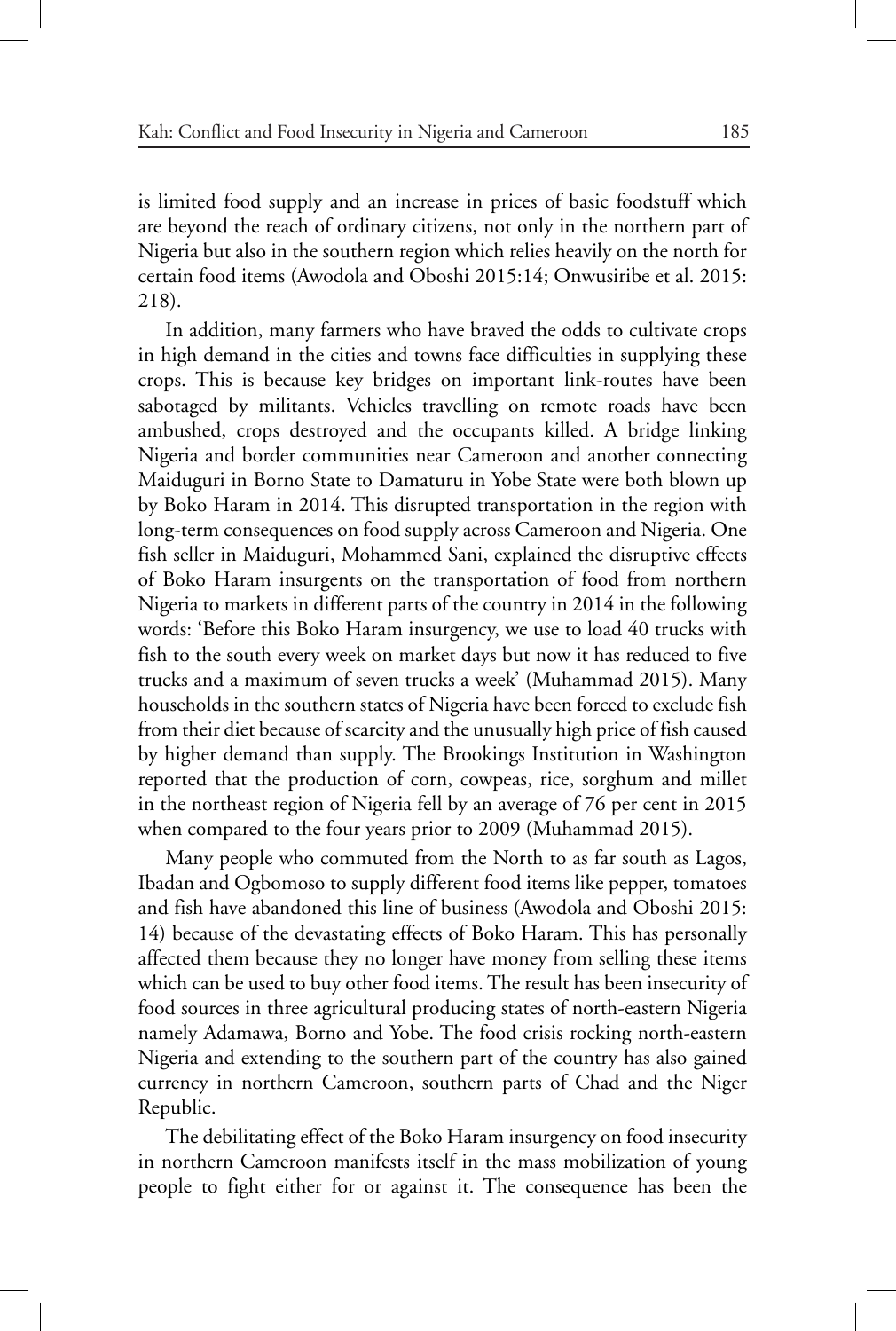is limited food supply and an increase in prices of basic foodstuff which are beyond the reach of ordinary citizens, not only in the northern part of Nigeria but also in the southern region which relies heavily on the north for certain food items (Awodola and Oboshi 2015:14; Onwusiribe et al. 2015: 218).

In addition, many farmers who have braved the odds to cultivate crops in high demand in the cities and towns face difficulties in supplying these crops. This is because key bridges on important link-routes have been sabotaged by militants. Vehicles travelling on remote roads have been ambushed, crops destroyed and the occupants killed. A bridge linking Nigeria and border communities near Cameroon and another connecting Maiduguri in Borno State to Damaturu in Yobe State were both blown up by Boko Haram in 2014. This disrupted transportation in the region with long-term consequences on food supply across Cameroon and Nigeria. One fish seller in Maiduguri, Mohammed Sani, explained the disruptive effects of Boko Haram insurgents on the transportation of food from northern Nigeria to markets in different parts of the country in 2014 in the following words: 'Before this Boko Haram insurgency, we use to load 40 trucks with fish to the south every week on market days but now it has reduced to five trucks and a maximum of seven trucks a week' (Muhammad 2015). Many households in the southern states of Nigeria have been forced to exclude fish from their diet because of scarcity and the unusually high price of fish caused by higher demand than supply. The Brookings Institution in Washington reported that the production of corn, cowpeas, rice, sorghum and millet in the northeast region of Nigeria fell by an average of 76 per cent in 2015 when compared to the four years prior to 2009 (Muhammad 2015).

Many people who commuted from the North to as far south as Lagos, Ibadan and Ogbomoso to supply different food items like pepper, tomatoes and fish have abandoned this line of business (Awodola and Oboshi 2015: 14) because of the devastating effects of Boko Haram. This has personally affected them because they no longer have money from selling these items which can be used to buy other food items. The result has been insecurity of food sources in three agricultural producing states of north-eastern Nigeria namely Adamawa, Borno and Yobe. The food crisis rocking north-eastern Nigeria and extending to the southern part of the country has also gained currency in northern Cameroon, southern parts of Chad and the Niger Republic.

The debilitating effect of the Boko Haram insurgency on food insecurity in northern Cameroon manifests itself in the mass mobilization of young people to fight either for or against it. The consequence has been the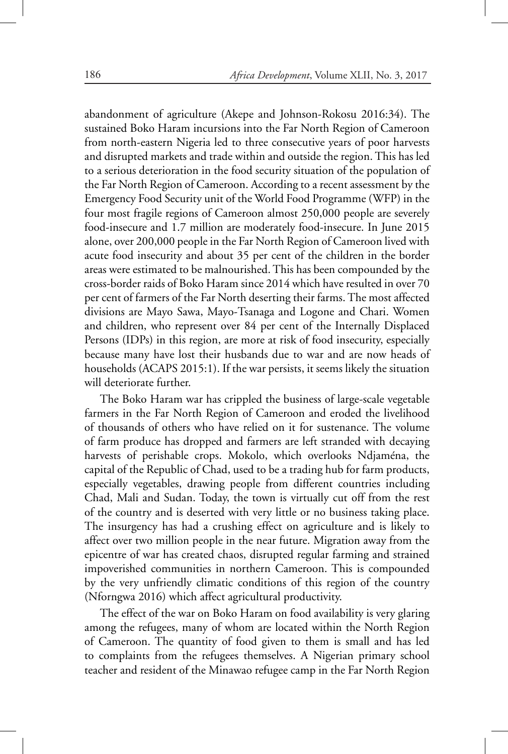abandonment of agriculture (Akepe and Johnson-Rokosu 2016:34). The sustained Boko Haram incursions into the Far North Region of Cameroon from north-eastern Nigeria led to three consecutive years of poor harvests and disrupted markets and trade within and outside the region. This has led to a serious deterioration in the food security situation of the population of the Far North Region of Cameroon. According to a recent assessment by the Emergency Food Security unit of the World Food Programme (WFP) in the four most fragile regions of Cameroon almost 250,000 people are severely food-insecure and 1.7 million are moderately food-insecure. In June 2015 alone, over 200,000 people in the Far North Region of Cameroon lived with acute food insecurity and about 35 per cent of the children in the border areas were estimated to be malnourished. This has been compounded by the cross-border raids of Boko Haram since 2014 which have resulted in over 70 per cent of farmers of the Far North deserting their farms. The most affected divisions are Mayo Sawa, Mayo-Tsanaga and Logone and Chari. Women and children, who represent over 84 per cent of the Internally Displaced Persons (IDPs) in this region, are more at risk of food insecurity, especially because many have lost their husbands due to war and are now heads of households (ACAPS 2015:1). If the war persists, it seems likely the situation will deteriorate further.

The Boko Haram war has crippled the business of large-scale vegetable farmers in the Far North Region of Cameroon and eroded the livelihood of thousands of others who have relied on it for sustenance. The volume of farm produce has dropped and farmers are left stranded with decaying harvests of perishable crops. Mokolo, which overlooks Ndjaména, the capital of the Republic of Chad, used to be a trading hub for farm products, especially vegetables, drawing people from different countries including Chad, Mali and Sudan. Today, the town is virtually cut off from the rest of the country and is deserted with very little or no business taking place. The insurgency has had a crushing effect on agriculture and is likely to affect over two million people in the near future. Migration away from the epicentre of war has created chaos, disrupted regular farming and strained impoverished communities in northern Cameroon. This is compounded by the very unfriendly climatic conditions of this region of the country (Nforngwa 2016) which affect agricultural productivity.

The effect of the war on Boko Haram on food availability is very glaring among the refugees, many of whom are located within the North Region of Cameroon. The quantity of food given to them is small and has led to complaints from the refugees themselves. A Nigerian primary school teacher and resident of the Minawao refugee camp in the Far North Region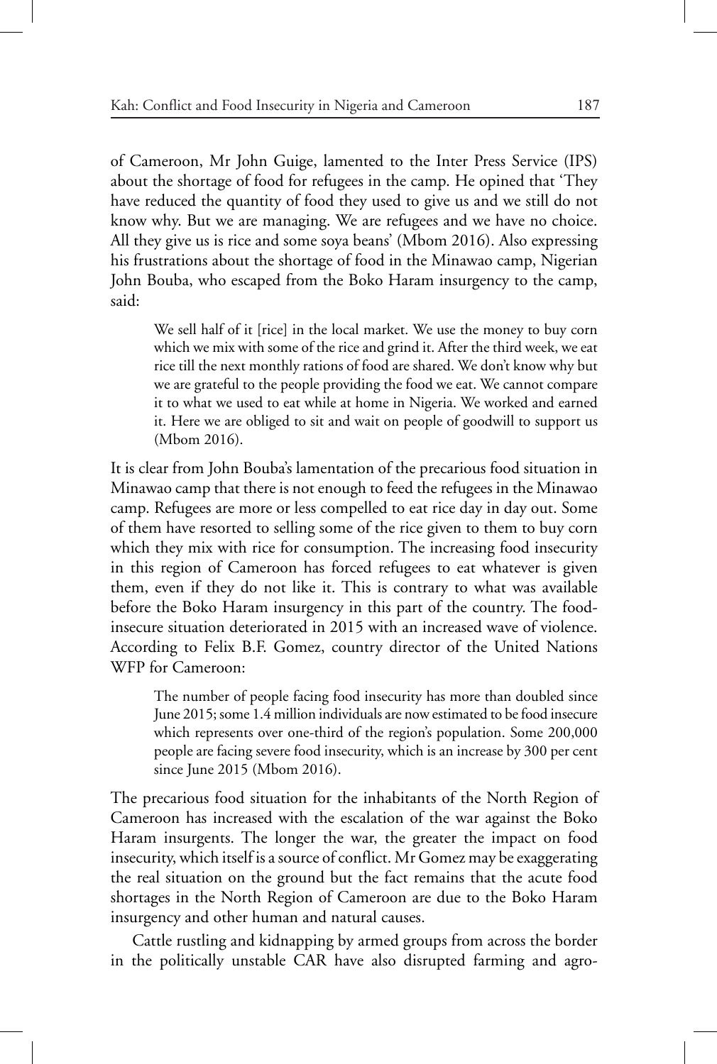of Cameroon, Mr John Guige, lamented to the Inter Press Service (IPS) about the shortage of food for refugees in the camp. He opined that 'They have reduced the quantity of food they used to give us and we still do not know why. But we are managing. We are refugees and we have no choice. All they give us is rice and some soya beans' (Mbom 2016). Also expressing his frustrations about the shortage of food in the Minawao camp, Nigerian John Bouba, who escaped from the Boko Haram insurgency to the camp, said:

> We sell half of it [rice] in the local market. We use the money to buy corn which we mix with some of the rice and grind it. After the third week, we eat rice till the next monthly rations of food are shared. We don't know why but we are grateful to the people providing the food we eat. We cannot compare it to what we used to eat while at home in Nigeria. We worked and earned it. Here we are obliged to sit and wait on people of goodwill to support us (Mbom 2016).

It is clear from John Bouba's lamentation of the precarious food situation in Minawao camp that there is not enough to feed the refugees in the Minawao camp. Refugees are more or less compelled to eat rice day in day out. Some of them have resorted to selling some of the rice given to them to buy corn which they mix with rice for consumption. The increasing food insecurity in this region of Cameroon has forced refugees to eat whatever is given them, even if they do not like it. This is contrary to what was available before the Boko Haram insurgency in this part of the country. The food-insecure situation deteriorated in 2015 with an increased wave of violence. According to Felix B.F. Gomez, country director of the United Nations WFP for Cameroon:

> The number of people facing food insecurity has more than doubled since June 2015; some 1.4 million individuals are now estimated to be food insecure which represents over one-third of the region's population. Some 200,000 people are facing severe food insecurity, which is an increase by 300 per cent since June 2015 (Mbom 2016).

The precarious food situation for the inhabitants of the North Region of Cameroon has increased with the escalation of the war against the Boko Haram insurgents. The longer the war, the greater the impact on food insecurity, which itself is a source of conflict. Mr Gomez may be exaggerating the real situation on the ground but the fact remains that the acute food shortages in the North Region of Cameroon are due to the Boko Haram insurgency and other human and natural causes.

Cattle rustling and kidnapping by armed groups from across the border in the politically unstable CAR have also disrupted farming and agro-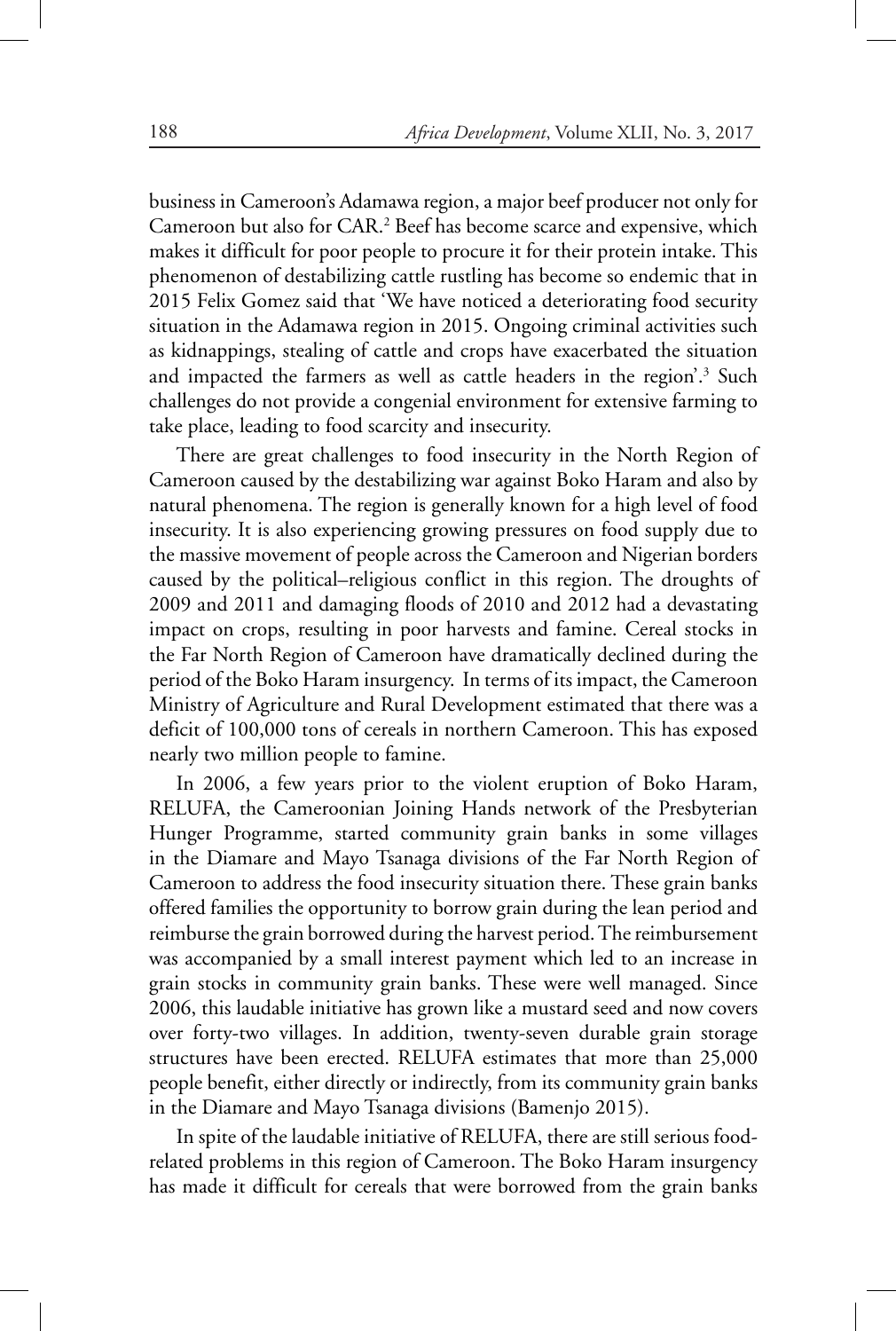business in Cameroon's Adamawa region, a major beef producer not only for Cameroon but also for CAR.[2] Beef has become scarce and expensive, which makes it difficult for poor people to procure it for their protein intake. This phenomenon of destabilizing cattle rustling has become so endemic that in 2015 Felix Gomez said that 'We have noticed a deteriorating food security situation in the Adamawa region in 2015. Ongoing criminal activities such as kidnappings, stealing of cattle and crops have exacerbated the situation and impacted the farmers as well as cattle headers in the region'.[3] Such challenges do not provide a congenial environment for extensive farming to take place, leading to food scarcity and insecurity.

There are great challenges to food insecurity in the North Region of Cameroon caused by the destabilizing war against Boko Haram and also by natural phenomena. The region is generally known for a high level of food insecurity. It is also experiencing growing pressures on food supply due to the massive movement of people across the Cameroon and Nigerian borders caused by the political–religious conflict in this region. The droughts of 2009 and 2011 and damaging floods of 2010 and 2012 had a devastating impact on crops, resulting in poor harvests and famine. Cereal stocks in the Far North Region of Cameroon have dramatically declined during the period of the Boko Haram insurgency. In terms of its impact, the Cameroon Ministry of Agriculture and Rural Development estimated that there was a deficit of 100,000 tons of cereals in northern Cameroon. This has exposed nearly two million people to famine.

In 2006, a few years prior to the violent eruption of Boko Haram, RELUFA, the Cameroonian Joining Hands network of the Presbyterian Hunger Programme, started community grain banks in some villages in the Diamare and Mayo Tsanaga divisions of the Far North Region of Cameroon to address the food insecurity situation there. These grain banks offered families the opportunity to borrow grain during the lean period and reimburse the grain borrowed during the harvest period. The reimbursement was accompanied by a small interest payment which led to an increase in grain stocks in community grain banks. These were well managed. Since 2006, this laudable initiative has grown like a mustard seed and now covers over forty-two villages. In addition, twenty-seven durable grain storage structures have been erected. RELUFA estimates that more than 25,000 people benefit, either directly or indirectly, from its community grain banks in the Diamare and Mayo Tsanaga divisions (Bamenjo 2015).

In spite of the laudable initiative of RELUFA, there are still serious food-related problems in this region of Cameroon. The Boko Haram insurgency has made it difficult for cereals that were borrowed from the grain banks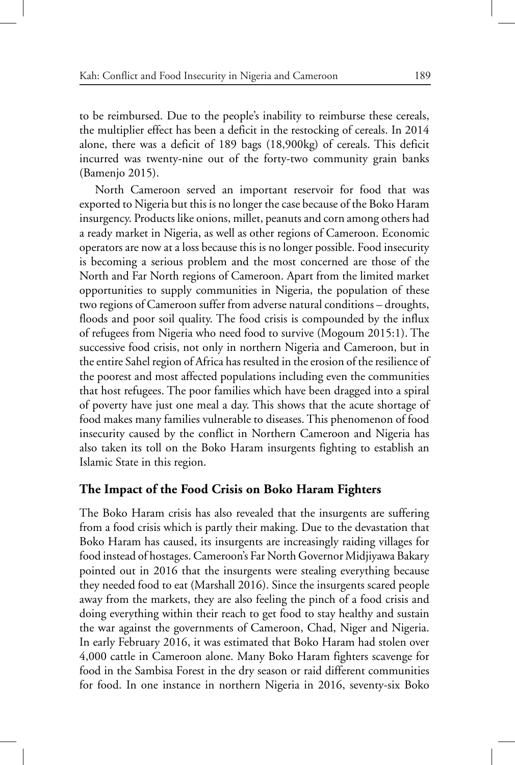to be reimbursed. Due to the people's inability to reimburse these cereals, the multiplier effect has been a deficit in the restocking of cereals. In 2014 alone, there was a deficit of 189 bags (18,900kg) of cereals. This deficit incurred was twenty-nine out of the forty-two community grain banks (Bamenjo 2015).

North Cameroon served an important reservoir for food that was exported to Nigeria but this is no longer the case because of the Boko Haram insurgency. Products like onions, millet, peanuts and corn among others had a ready market in Nigeria, as well as other regions of Cameroon. Economic operators are now at a loss because this is no longer possible. Food insecurity is becoming a serious problem and the most concerned are those of the North and Far North regions of Cameroon. Apart from the limited market opportunities to supply communities in Nigeria, the population of these two regions of Cameroon suffer from adverse natural conditions – droughts, floods and poor soil quality. The food crisis is compounded by the influx of refugees from Nigeria who need food to survive (Mogoum 2015:1). The successive food crisis, not only in northern Nigeria and Cameroon, but in the entire Sahel region of Africa has resulted in the erosion of the resilience of the poorest and most affected populations including even the communities that host refugees. The poor families which have been dragged into a spiral of poverty have just one meal a day. This shows that the acute shortage of food makes many families vulnerable to diseases. This phenomenon of food insecurity caused by the conflict in Northern Cameroon and Nigeria has also taken its toll on the Boko Haram insurgents fighting to establish an Islamic State in this region.

## The Impact of the Food Crisis on Boko Haram Fighters

The Boko Haram crisis has also revealed that the insurgents are suffering from a food crisis which is partly their making. Due to the devastation that Boko Haram has caused, its insurgents are increasingly raiding villages for food instead of hostages. Cameroon's Far North Governor Midjiyawa Bakary pointed out in 2016 that the insurgents were stealing everything because they needed food to eat (Marshall 2016). Since the insurgents scared people away from the markets, they are also feeling the pinch of a food crisis and doing everything within their reach to get food to stay healthy and sustain the war against the governments of Cameroon, Chad, Niger and Nigeria. In early February 2016, it was estimated that Boko Haram had stolen over 4,000 cattle in Cameroon alone. Many Boko Haram fighters scavenge for food in the Sambisa Forest in the dry season or raid different communities for food. In one instance in northern Nigeria in 2016, seventy-six Boko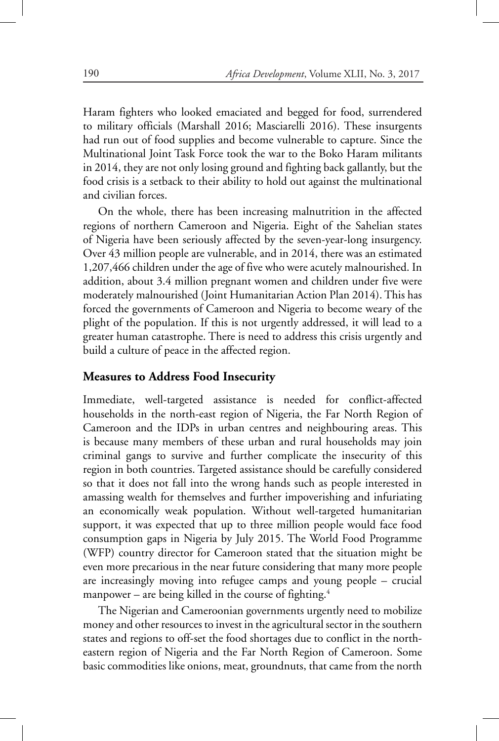Haram fighters who looked emaciated and begged for food, surrendered to military officials (Marshall 2016; Masciarelli 2016). These insurgents had run out of food supplies and become vulnerable to capture. Since the Multinational Joint Task Force took the war to the Boko Haram militants in 2014, they are not only losing ground and fighting back gallantly, but the food crisis is a setback to their ability to hold out against the multinational and civilian forces.

On the whole, there has been increasing malnutrition in the affected regions of northern Cameroon and Nigeria. Eight of the Sahelian states of Nigeria have been seriously affected by the seven-year-long insurgency. Over 43 million people are vulnerable, and in 2014, there was an estimated 1,207,466 children under the age of five who were acutely malnourished. In addition, about 3.4 million pregnant women and children under five were moderately malnourished (Joint Humanitarian Action Plan 2014). This has forced the governments of Cameroon and Nigeria to become weary of the plight of the population. If this is not urgently addressed, it will lead to a greater human catastrophe. There is need to address this crisis urgently and build a culture of peace in the affected region.

## Measures to Address Food Insecurity

Immediate, well-targeted assistance is needed for conflict-affected households in the north-east region of Nigeria, the Far North Region of Cameroon and the IDPs in urban centres and neighbouring areas. This is because many members of these urban and rural households may join criminal gangs to survive and further complicate the insecurity of this region in both countries. Targeted assistance should be carefully considered so that it does not fall into the wrong hands such as people interested in amassing wealth for themselves and further impoverishing and infuriating an economically weak population. Without well-targeted humanitarian support, it was expected that up to three million people would face food consumption gaps in Nigeria by July 2015. The World Food Programme (WFP) country director for Cameroon stated that the situation might be even more precarious in the near future considering that many more people are increasingly moving into refugee camps and young people – crucial manpower – are being killed in the course of fighting.[4]

The Nigerian and Cameroonian governments urgently need to mobilize money and other resources to invest in the agricultural sector in the southern states and regions to off-set the food shortages due to conflict in the north-eastern region of Nigeria and the Far North Region of Cameroon. Some basic commodities like onions, meat, groundnuts, that came from the north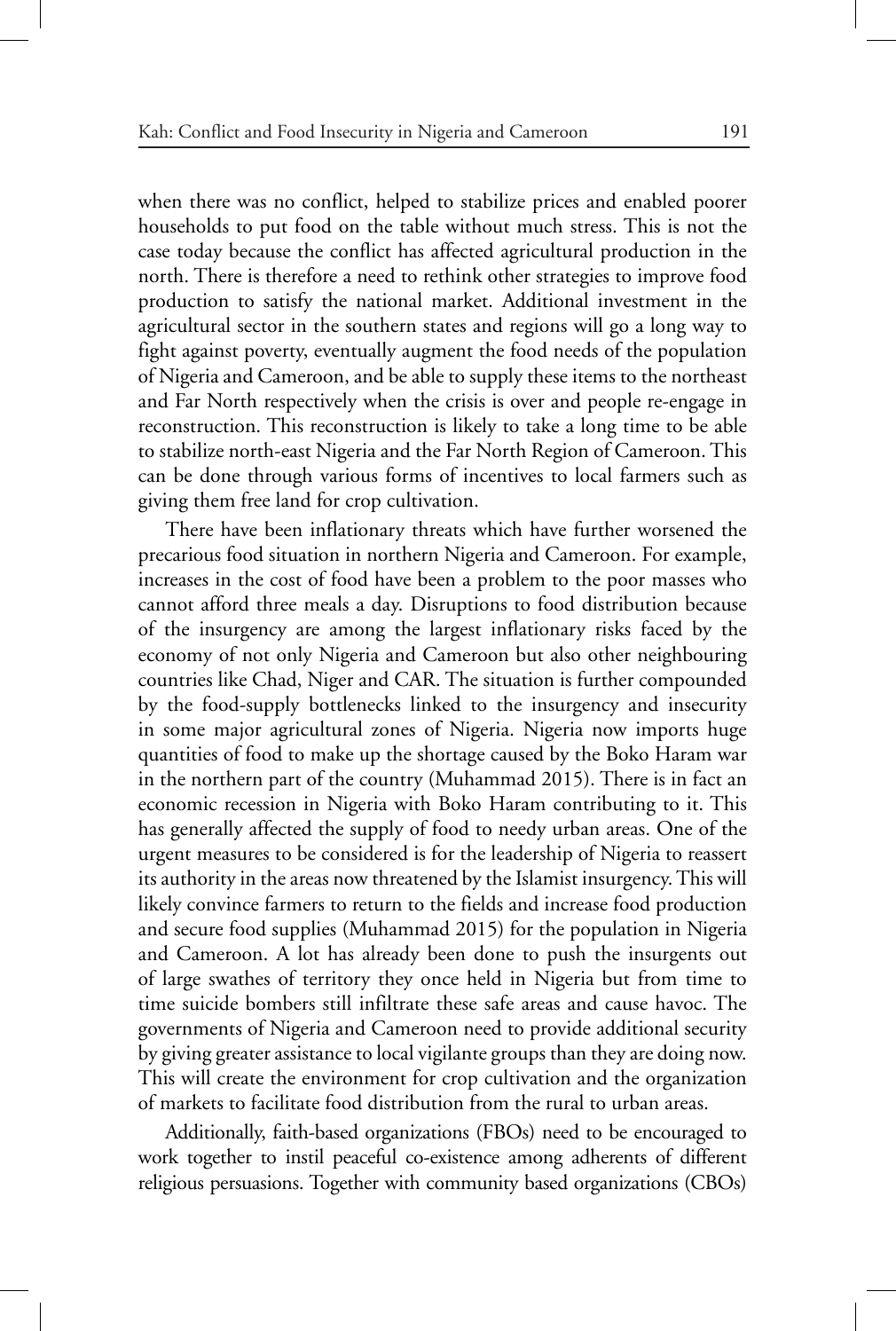when there was no conflict, helped to stabilize prices and enabled poorer households to put food on the table without much stress. This is not the case today because the conflict has affected agricultural production in the north. There is therefore a need to rethink other strategies to improve food production to satisfy the national market. Additional investment in the agricultural sector in the southern states and regions will go a long way to fight against poverty, eventually augment the food needs of the population of Nigeria and Cameroon, and be able to supply these items to the northeast and Far North respectively when the crisis is over and people re-engage in reconstruction. This reconstruction is likely to take a long time to be able to stabilize north-east Nigeria and the Far North Region of Cameroon. This can be done through various forms of incentives to local farmers such as giving them free land for crop cultivation.

There have been inflationary threats which have further worsened the precarious food situation in northern Nigeria and Cameroon. For example, increases in the cost of food have been a problem to the poor masses who cannot afford three meals a day. Disruptions to food distribution because of the insurgency are among the largest inflationary risks faced by the economy of not only Nigeria and Cameroon but also other neighbouring countries like Chad, Niger and CAR. The situation is further compounded by the food-supply bottlenecks linked to the insurgency and insecurity in some major agricultural zones of Nigeria. Nigeria now imports huge quantities of food to make up the shortage caused by the Boko Haram war in the northern part of the country (Muhammad 2015). There is in fact an economic recession in Nigeria with Boko Haram contributing to it. This has generally affected the supply of food to needy urban areas. One of the urgent measures to be considered is for the leadership of Nigeria to reassert its authority in the areas now threatened by the Islamist insurgency. This will likely convince farmers to return to the fields and increase food production and secure food supplies (Muhammad 2015) for the population in Nigeria and Cameroon. A lot has already been done to push the insurgents out of large swathes of territory they once held in Nigeria but from time to time suicide bombers still infiltrate these safe areas and cause havoc. The governments of Nigeria and Cameroon need to provide additional security by giving greater assistance to local vigilante groups than they are doing now. This will create the environment for crop cultivation and the organization of markets to facilitate food distribution from the rural to urban areas.

Additionally, faith-based organizations (FBOs) need to be encouraged to work together to instil peaceful co-existence among adherents of different religious persuasions. Together with community based organizations (CBOs)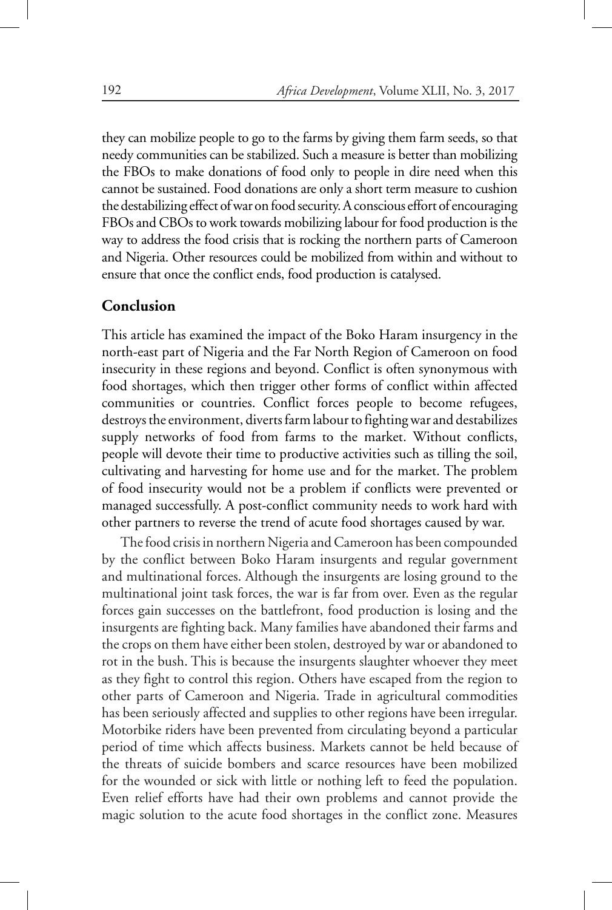they can mobilize people to go to the farms by giving them farm seeds, so that needy communities can be stabilized. Such a measure is better than mobilizing the FBOs to make donations of food only to people in dire need when this cannot be sustained. Food donations are only a short term measure to cushion the destabilizing effect of war on food security. A conscious effort of encouraging FBOs and CBOs to work towards mobilizing labour for food production is the way to address the food crisis that is rocking the northern parts of Cameroon and Nigeria. Other resources could be mobilized from within and without to ensure that once the conflict ends, food production is catalysed.

## Conclusion

This article has examined the impact of the Boko Haram insurgency in the north-east part of Nigeria and the Far North Region of Cameroon on food insecurity in these regions and beyond. Conflict is often synonymous with food shortages, which then trigger other forms of conflict within affected communities or countries. Conflict forces people to become refugees, destroys the environment, diverts farm labour to fighting war and destabilizes supply networks of food from farms to the market. Without conflicts, people will devote their time to productive activities such as tilling the soil, cultivating and harvesting for home use and for the market. The problem of food insecurity would not be a problem if conflicts were prevented or managed successfully. A post-conflict community needs to work hard with other partners to reverse the trend of acute food shortages caused by war.

The food crisis in northern Nigeria and Cameroon has been compounded by the conflict between Boko Haram insurgents and regular government and multinational forces. Although the insurgents are losing ground to the multinational joint task forces, the war is far from over. Even as the regular forces gain successes on the battlefront, food production is losing and the insurgents are fighting back. Many families have abandoned their farms and the crops on them have either been stolen, destroyed by war or abandoned to rot in the bush. This is because the insurgents slaughter whoever they meet as they fight to control this region. Others have escaped from the region to other parts of Cameroon and Nigeria. Trade in agricultural commodities has been seriously affected and supplies to other regions have been irregular. Motorbike riders have been prevented from circulating beyond a particular period of time which affects business. Markets cannot be held because of the threats of suicide bombers and scarce resources have been mobilized for the wounded or sick with little or nothing left to feed the population. Even relief efforts have had their own problems and cannot provide the magic solution to the acute food shortages in the conflict zone. Measures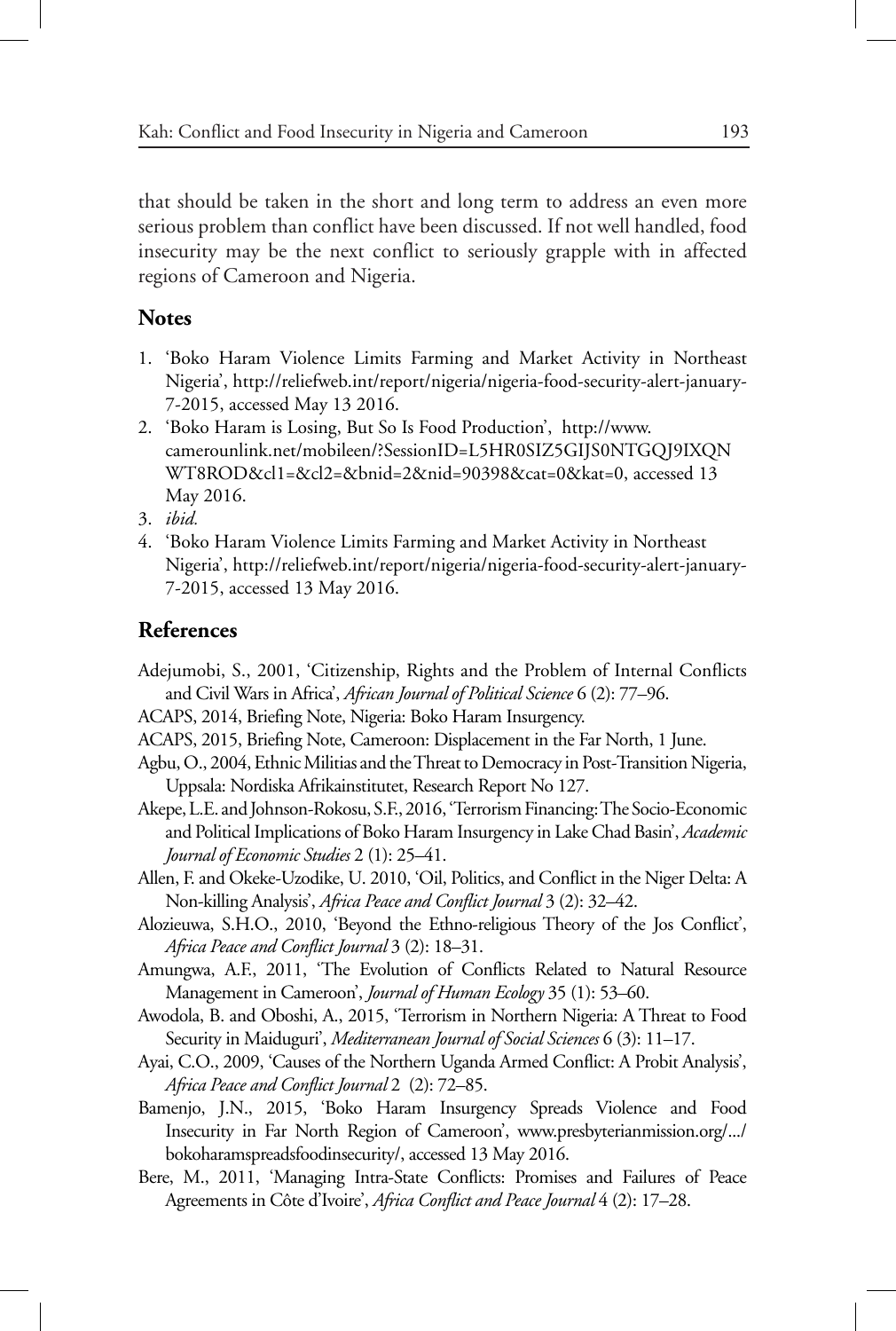that should be taken in the short and long term to address an even more serious problem than conflict have been discussed. If not well handled, food insecurity may be the next conflict to seriously grapple with in affected regions of Cameroon and Nigeria.

## Notes

1. 'Boko Haram Violence Limits Farming and Market Activity in Northeast Nigeria', http://reliefweb.int/report/nigeria/nigeria-food-security-alert-january-7-2015, accessed May 13 2016.
2. 'Boko Haram is Losing, But So Is Food Production', http://www.camerounlink.net/mobileen/?SessionID=L5HR0SIZ5GIJS0NTGQJ9IXQNWT8ROD&cl1=&cl2=&bnid=2&nid=90398&cat=0&kat=0, accessed 13 May 2016.
3. *ibid.*
4. 'Boko Haram Violence Limits Farming and Market Activity in Northeast Nigeria', http://reliefweb.int/report/nigeria/nigeria-food-security-alert-january-7-2015, accessed 13 May 2016.

## References

Adejumobi, S., 2001, 'Citizenship, Rights and the Problem of Internal Conflicts and Civil Wars in Africa', *African Journal of Political Science* 6 (2): 77–96.

ACAPS, 2014, Briefing Note, Nigeria: Boko Haram Insurgency.

ACAPS, 2015, Briefing Note, Cameroon: Displacement in the Far North, 1 June.

Agbu, O., 2004, Ethnic Militias and the Threat to Democracy in Post-Transition Nigeria, Uppsala: Nordiska Afrikainstitutet, Research Report No 127.

Akepe, L.E. and Johnson-Rokosu, S.F., 2016, 'Terrorism Financing: The Socio-Economic and Political Implications of Boko Haram Insurgency in Lake Chad Basin', *Academic Journal of Economic Studies* 2 (1): 25–41.

Allen, F. and Okeke-Uzodike, U. 2010, 'Oil, Politics, and Conflict in the Niger Delta: A Non-killing Analysis', *Africa Peace and Conflict Journal* 3 (2): 32–42.

Alozieuwa, S.H.O., 2010, 'Beyond the Ethno-religious Theory of the Jos Conflict', *Africa Peace and Conflict Journal* 3 (2): 18–31.

Amungwa, A.F., 2011, 'The Evolution of Conflicts Related to Natural Resource Management in Cameroon', *Journal of Human Ecology* 35 (1): 53–60.

Awodola, B. and Oboshi, A., 2015, 'Terrorism in Northern Nigeria: A Threat to Food Security in Maiduguri', *Mediterranean Journal of Social Sciences* 6 (3): 11–17.

Ayai, C.O., 2009, 'Causes of the Northern Uganda Armed Conflict: A Probit Analysis', *Africa Peace and Conflict Journal* 2 (2): 72–85.

Bamenjo, J.N., 2015, 'Boko Haram Insurgency Spreads Violence and Food Insecurity in Far North Region of Cameroon', www.presbyterianmission.org/.../bokoharamspreadsfoodinsecurity/, accessed 13 May 2016.

Bere, M., 2011, 'Managing Intra-State Conflicts: Promises and Failures of Peace Agreements in Côte d'Ivoire', *Africa Conflict and Peace Journal* 4 (2): 17–28.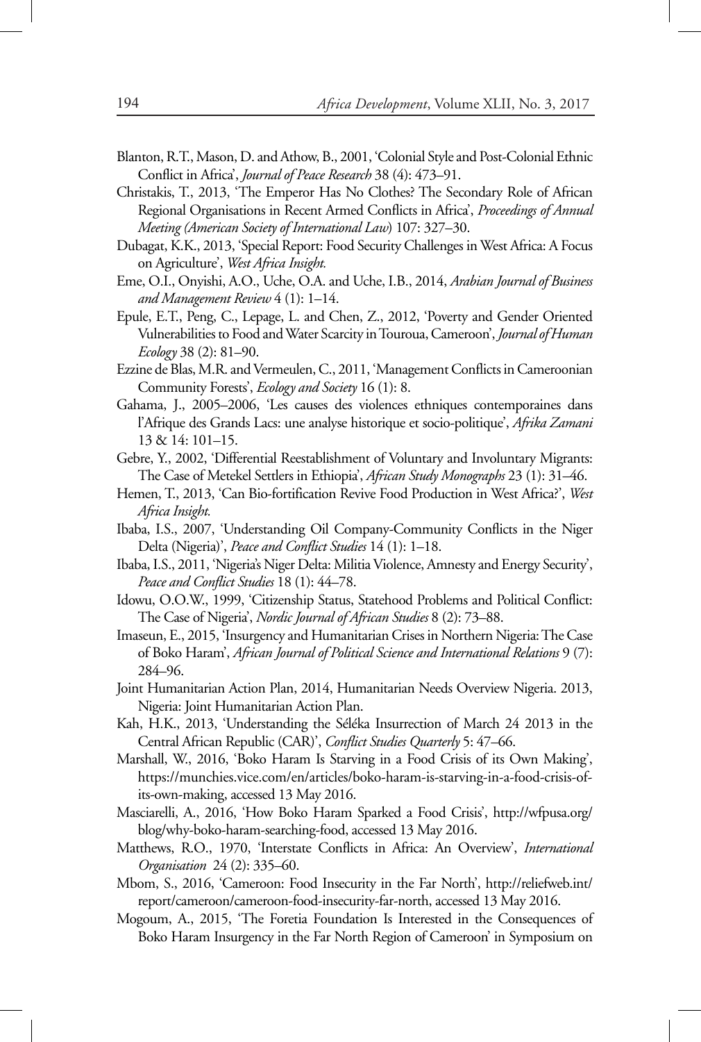Blanton, R.T., Mason, D. and Athow, B., 2001, 'Colonial Style and Post-Colonial Ethnic Conflict in Africa', *Journal of Peace Research* 38 (4): 473–91.

Christakis, T., 2013, 'The Emperor Has No Clothes? The Secondary Role of African Regional Organisations in Recent Armed Conflicts in Africa', *Proceedings of Annual Meeting (American Society of International Law)* 107: 327–30.

Dubagat, K.K., 2013, 'Special Report: Food Security Challenges in West Africa: A Focus on Agriculture', *West Africa Insight.*

Eme, O.I., Onyishi, A.O., Uche, O.A. and Uche, I.B., 2014, *Arabian Journal of Business and Management Review* 4 (1): 1–14.

Epule, E.T., Peng, C., Lepage, L. and Chen, Z., 2012, 'Poverty and Gender Oriented Vulnerabilities to Food and Water Scarcity in Touroua, Cameroon', *Journal of Human Ecology* 38 (2): 81–90.

Ezzine de Blas, M.R. and Vermeulen, C., 2011, 'Management Conflicts in Cameroonian Community Forests', *Ecology and Society* 16 (1): 8.

Gahama, J., 2005–2006, 'Les causes des violences ethniques contemporaines dans l'Afrique des Grands Lacs: une analyse historique et socio-politique', *Afrika Zamani* 13 & 14: 101–15.

Gebre, Y., 2002, 'Differential Reestablishment of Voluntary and Involuntary Migrants: The Case of Metekel Settlers in Ethiopia', *African Study Monographs* 23 (1): 31–46.

Hemen, T., 2013, 'Can Bio-fortification Revive Food Production in West Africa?', *West Africa Insight.*

Ibaba, I.S., 2007, 'Understanding Oil Company-Community Conflicts in the Niger Delta (Nigeria)', *Peace and Conflict Studies* 14 (1): 1–18.

Ibaba, I.S., 2011, 'Nigeria's Niger Delta: Militia Violence, Amnesty and Energy Security', *Peace and Conflict Studies* 18 (1): 44–78.

Idowu, O.O.W., 1999, 'Citizenship Status, Statehood Problems and Political Conflict: The Case of Nigeria', *Nordic Journal of African Studies* 8 (2): 73–88.

Imaseun, E., 2015, 'Insurgency and Humanitarian Crises in Northern Nigeria: The Case of Boko Haram', *African Journal of Political Science and International Relations* 9 (7): 284–96.

Joint Humanitarian Action Plan, 2014, Humanitarian Needs Overview Nigeria. 2013, Nigeria: Joint Humanitarian Action Plan.

Kah, H.K., 2013, 'Understanding the Séléka Insurrection of March 24 2013 in the Central African Republic (CAR)', *Conflict Studies Quarterly* 5: 47–66.

Marshall, W., 2016, 'Boko Haram Is Starving in a Food Crisis of its Own Making', https://munchies.vice.com/en/articles/boko-haram-is-starving-in-a-food-crisis-of-its-own-making, accessed 13 May 2016.

Masciarelli, A., 2016, 'How Boko Haram Sparked a Food Crisis', http://wfpusa.org/blog/why-boko-haram-searching-food, accessed 13 May 2016.

Matthews, R.O., 1970, 'Interstate Conflicts in Africa: An Overview', *International Organisation* 24 (2): 335–60.

Mbom, S., 2016, 'Cameroon: Food Insecurity in the Far North', http://reliefweb.int/report/cameroon/cameroon-food-insecurity-far-north, accessed 13 May 2016.

Mogoum, A., 2015, 'The Foretia Foundation Is Interested in the Consequences of Boko Haram Insurgency in the Far North Region of Cameroon' in Symposium on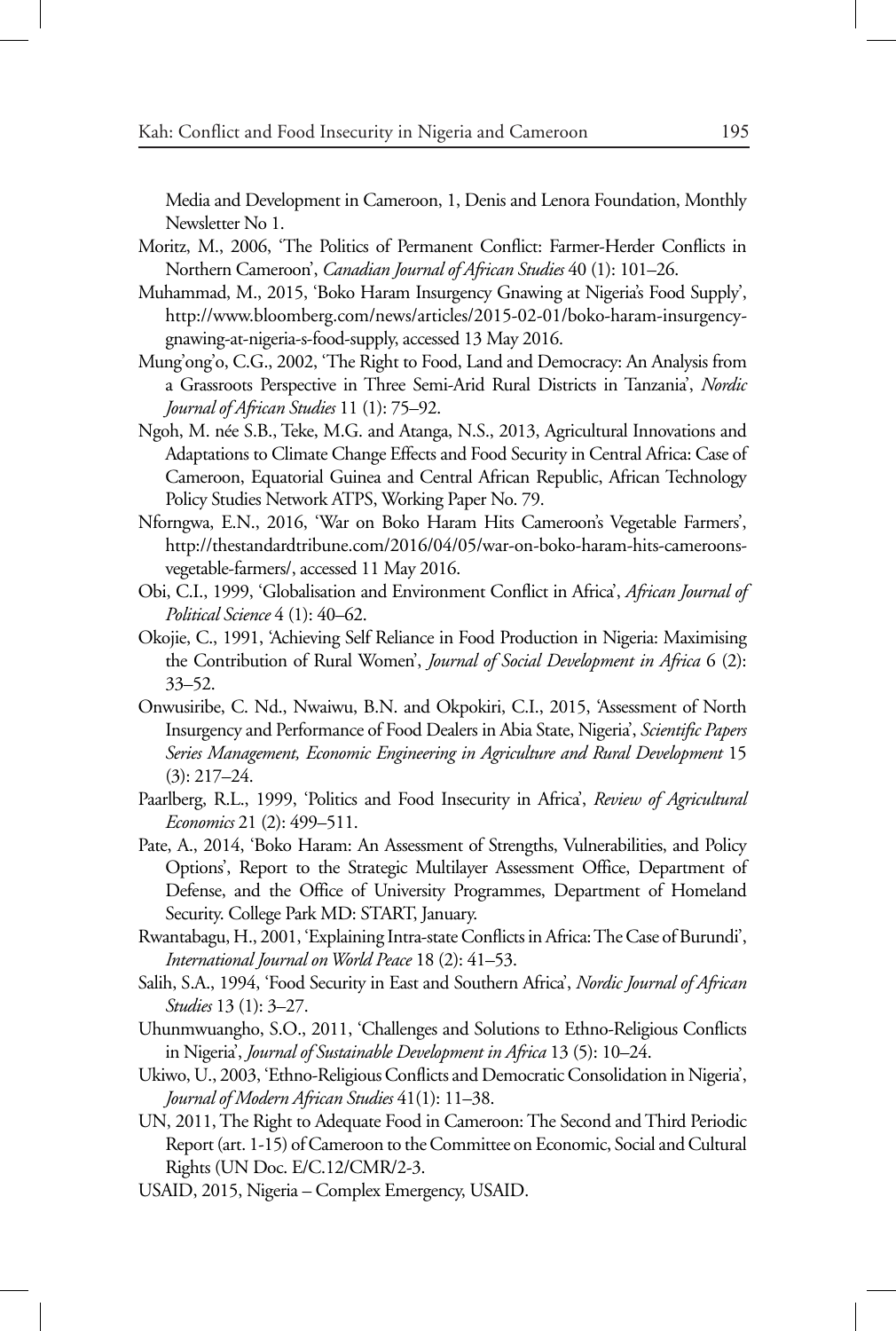Media and Development in Cameroon, 1, Denis and Lenora Foundation, Monthly Newsletter No 1.

Moritz, M., 2006, 'The Politics of Permanent Conflict: Farmer-Herder Conflicts in Northern Cameroon', *Canadian Journal of African Studies* 40 (1): 101–26.

Muhammad, M., 2015, 'Boko Haram Insurgency Gnawing at Nigeria's Food Supply', http://www.bloomberg.com/news/articles/2015-02-01/boko-haram-insurgency-gnawing-at-nigeria-s-food-supply, accessed 13 May 2016.

Mung'ong'o, C.G., 2002, 'The Right to Food, Land and Democracy: An Analysis from a Grassroots Perspective in Three Semi-Arid Rural Districts in Tanzania', *Nordic Journal of African Studies* 11 (1): 75–92.

Ngoh, M. née S.B., Teke, M.G. and Atanga, N.S., 2013, Agricultural Innovations and Adaptations to Climate Change Effects and Food Security in Central Africa: Case of Cameroon, Equatorial Guinea and Central African Republic, African Technology Policy Studies Network ATPS, Working Paper No. 79.

Nforngwa, E.N., 2016, 'War on Boko Haram Hits Cameroon's Vegetable Farmers', http://thestandardtribune.com/2016/04/05/war-on-boko-haram-hits-cameroons-vegetable-farmers/, accessed 11 May 2016.

Obi, C.I., 1999, 'Globalisation and Environment Conflict in Africa', *African Journal of Political Science* 4 (1): 40–62.

Okojie, C., 1991, 'Achieving Self Reliance in Food Production in Nigeria: Maximising the Contribution of Rural Women', *Journal of Social Development in Africa* 6 (2): 33–52.

Onwusiribe, C. Nd., Nwaiwu, B.N. and Okpokiri, C.I., 2015, 'Assessment of North Insurgency and Performance of Food Dealers in Abia State, Nigeria', *Scientific Papers Series Management, Economic Engineering in Agriculture and Rural Development* 15 (3): 217–24.

Paarlberg, R.L., 1999, 'Politics and Food Insecurity in Africa', *Review of Agricultural Economics* 21 (2): 499–511.

Pate, A., 2014, 'Boko Haram: An Assessment of Strengths, Vulnerabilities, and Policy Options', Report to the Strategic Multilayer Assessment Office, Department of Defense, and the Office of University Programmes, Department of Homeland Security. College Park MD: START, January.

Rwantabagu, H., 2001, 'Explaining Intra-state Conflicts in Africa: The Case of Burundi', *International Journal on World Peace* 18 (2): 41–53.

Salih, S.A., 1994, 'Food Security in East and Southern Africa', *Nordic Journal of African Studies* 13 (1): 3–27.

Uhunmwuangho, S.O., 2011, 'Challenges and Solutions to Ethno-Religious Conflicts in Nigeria', *Journal of Sustainable Development in Africa* 13 (5): 10–24.

Ukiwo, U., 2003, 'Ethno-Religious Conflicts and Democratic Consolidation in Nigeria', *Journal of Modern African Studies* 41(1): 11–38.

UN, 2011, The Right to Adequate Food in Cameroon: The Second and Third Periodic Report (art. 1-15) of Cameroon to the Committee on Economic, Social and Cultural Rights (UN Doc. E/C.12/CMR/2-3.

USAID, 2015, Nigeria – Complex Emergency, USAID.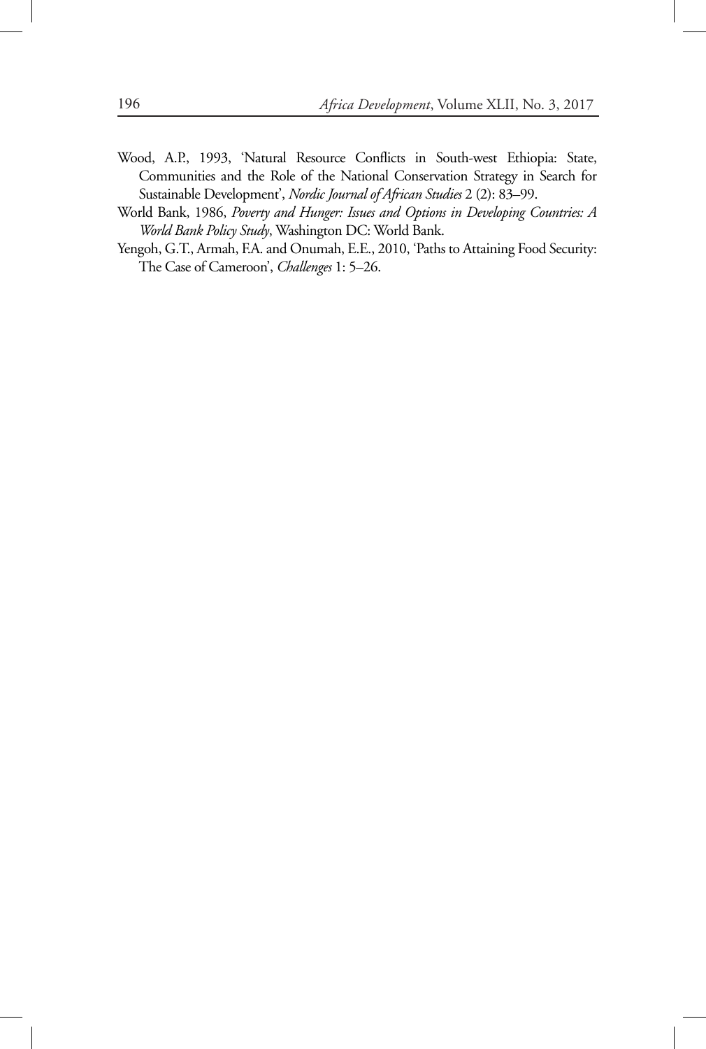Wood, A.P., 1993, 'Natural Resource Conflicts in South-west Ethiopia: State, Communities and the Role of the National Conservation Strategy in Search for Sustainable Development', *Nordic Journal of African Studies* 2 (2): 83–99.

World Bank, 1986, *Poverty and Hunger: Issues and Options in Developing Countries: A World Bank Policy Study*, Washington DC: World Bank.

Yengoh, G.T., Armah, F.A. and Onumah, E.E., 2010, 'Paths to Attaining Food Security: The Case of Cameroon', *Challenges* 1: 5–26.